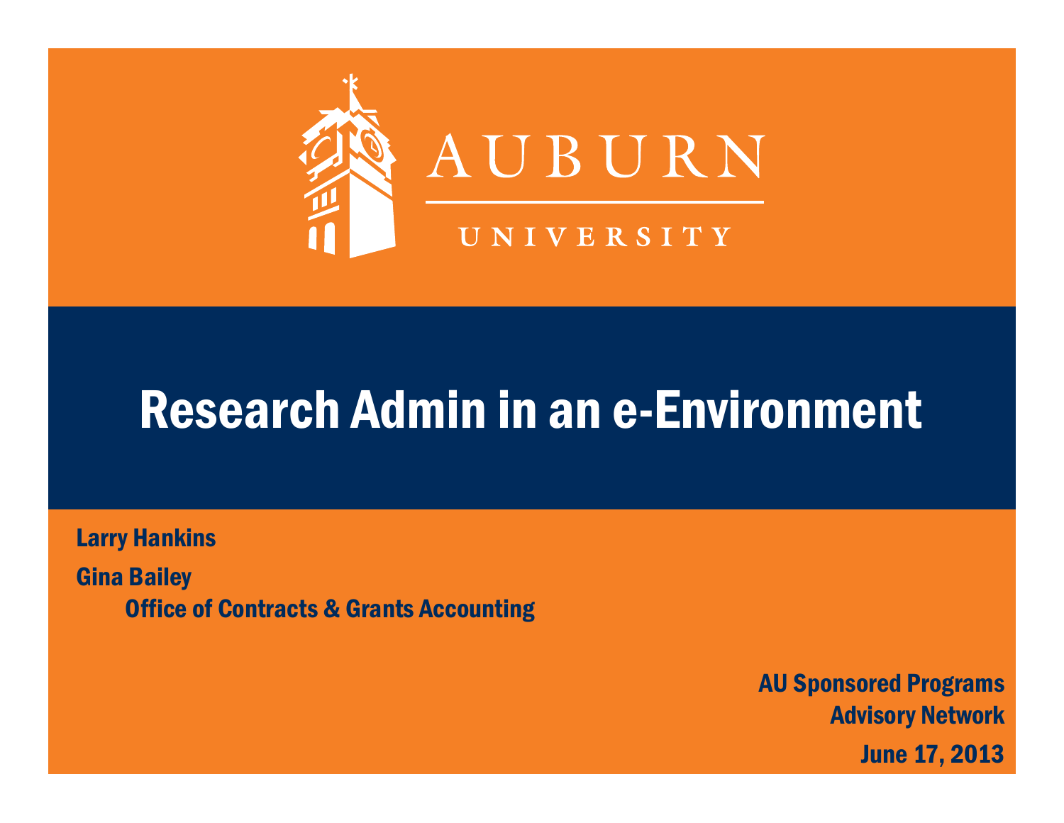AUBURN

UNIVERSITY

# Research Admin in an e-Environment

Larry Hankins

Gina Bailey

Office of Contracts & Grants Accounting

AU Sponsored Programs Advisory Network

June 17, 2013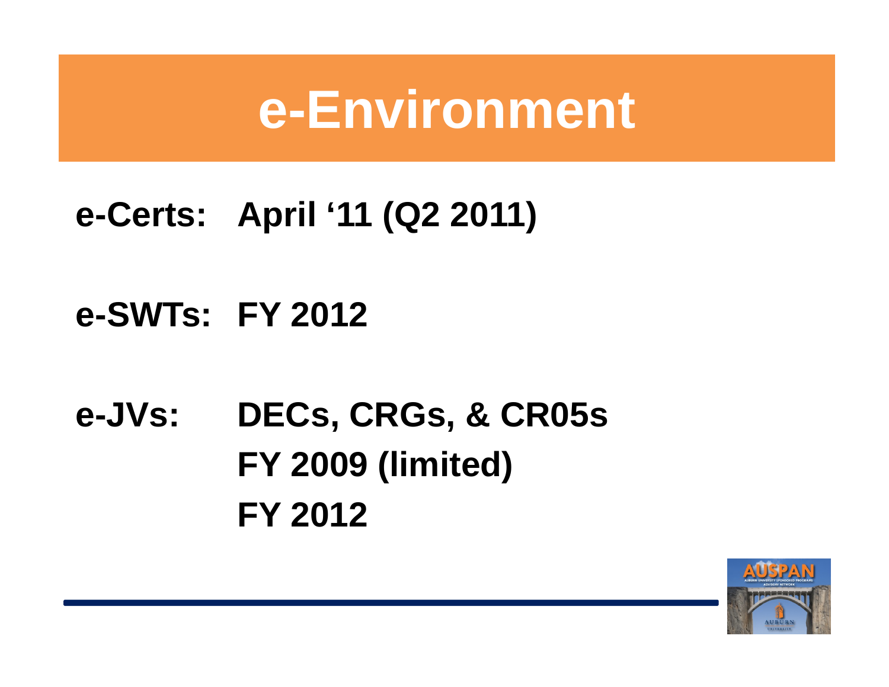# e-Environment

**e-Certs: April '11 (Q2 2011)**

**e-SWTs: FY 2012**

**e-JVs: DECs, CRGs, & CR05s**
**FY 2009 (limited)**
**FY 2012**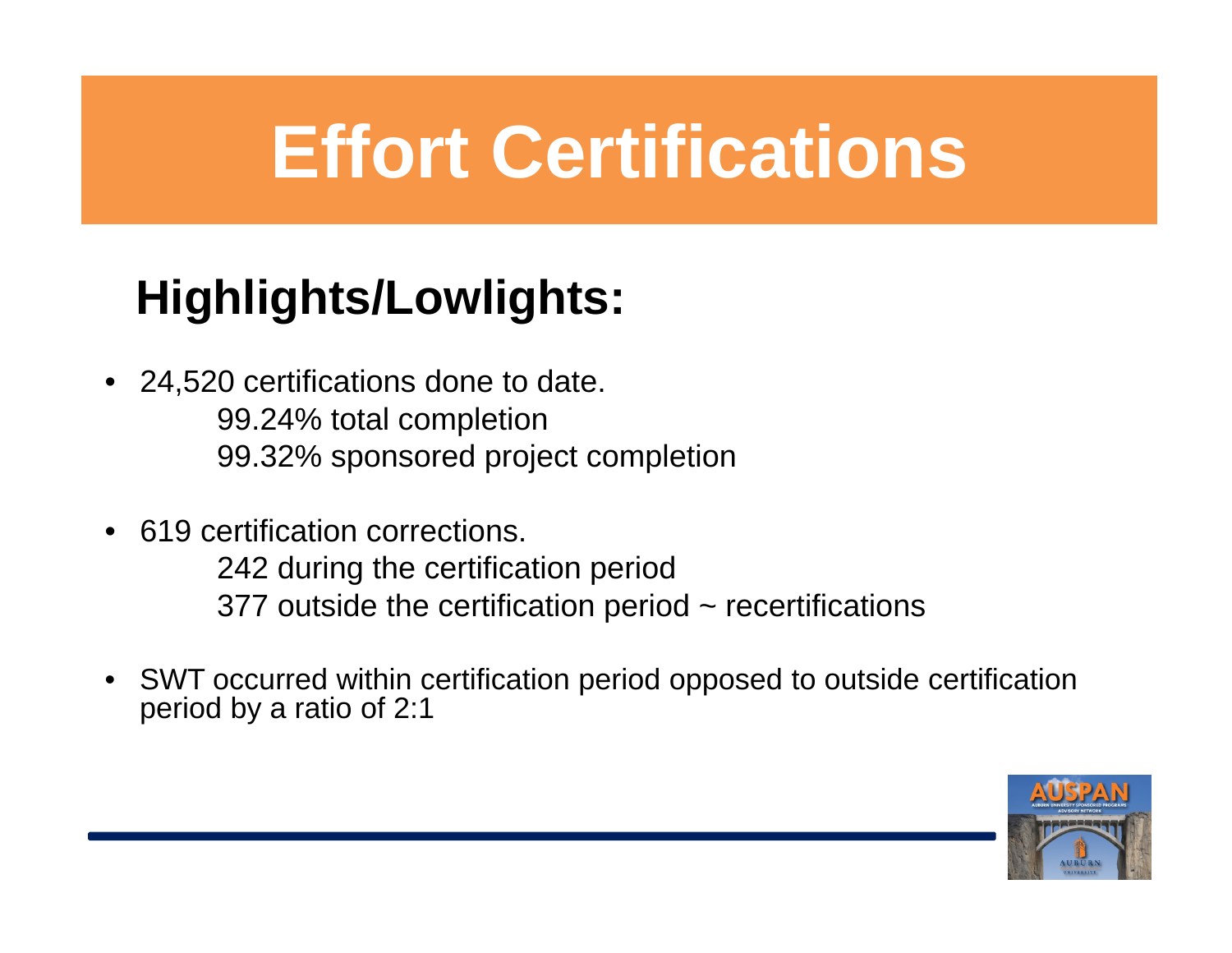# Effort Certifications

## Highlights/Lowlights:

- 24,520 certifications done to date.
  - 99.24% total completion
  - 99.32% sponsored project completion
- 619 certification corrections.
  - 242 during the certification period
  - 377 outside the certification period ~ recertifications
- SWT occurred within certification period opposed to outside certification period by a ratio of 2:1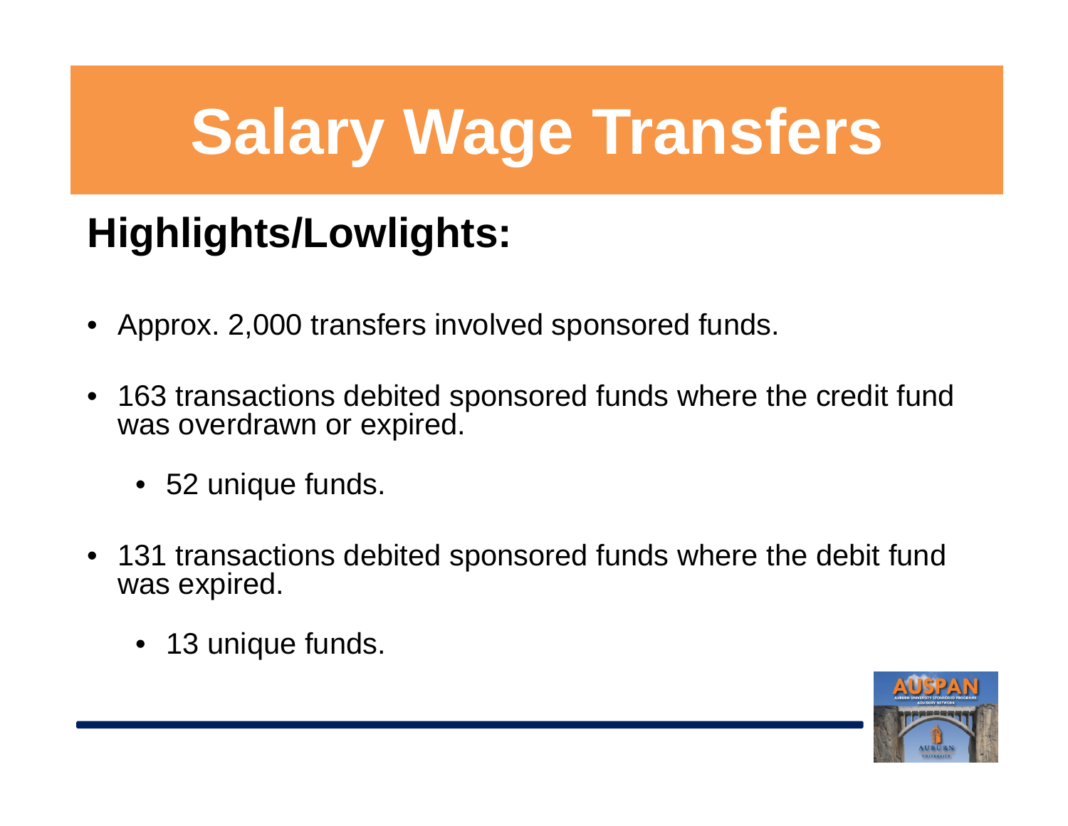# Salary Wage Transfers

## Highlights/Lowlights:

- Approx. 2,000 transfers involved sponsored funds.
- 163 transactions debited sponsored funds where the credit fund was overdrawn or expired.
  - 52 unique funds.
- 131 transactions debited sponsored funds where the debit fund was expired.
  - 13 unique funds.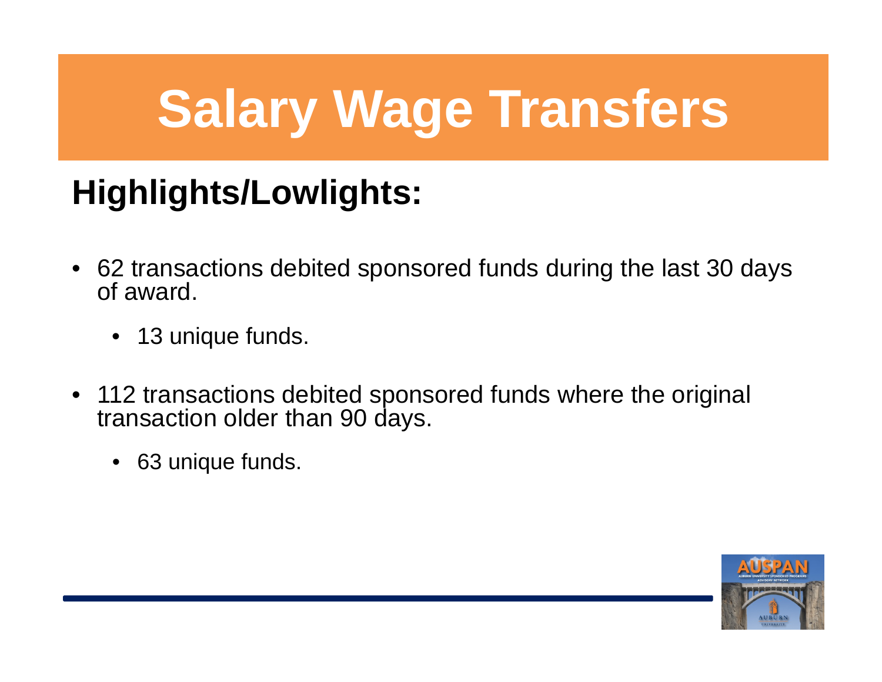# Salary Wage Transfers

## Highlights/Lowlights:

- 62 transactions debited sponsored funds during the last 30 days of award.
  - 13 unique funds.
- 112 transactions debited sponsored funds where the original transaction older than 90 days.
  - 63 unique funds.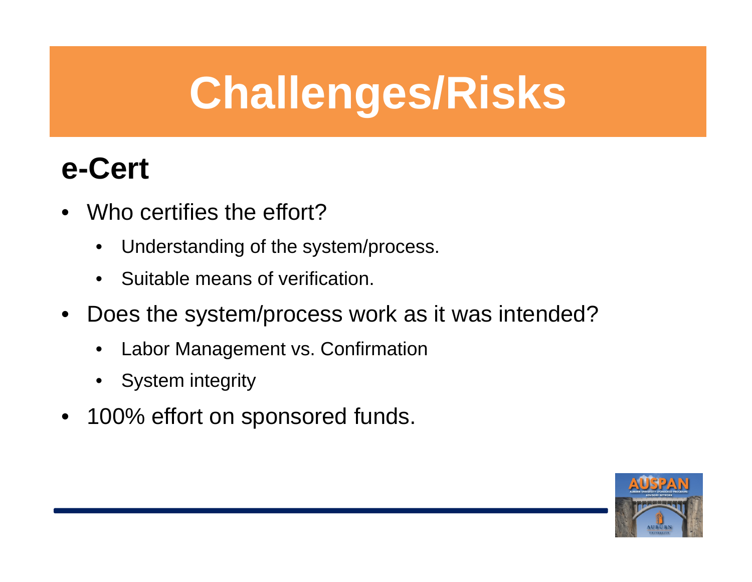# Challenges/Risks

## e-Cert

- Who certifies the effort?
  - Understanding of the system/process.
  - Suitable means of verification.
- Does the system/process work as it was intended?
  - Labor Management vs. Confirmation
  - System integrity
- 100% effort on sponsored funds.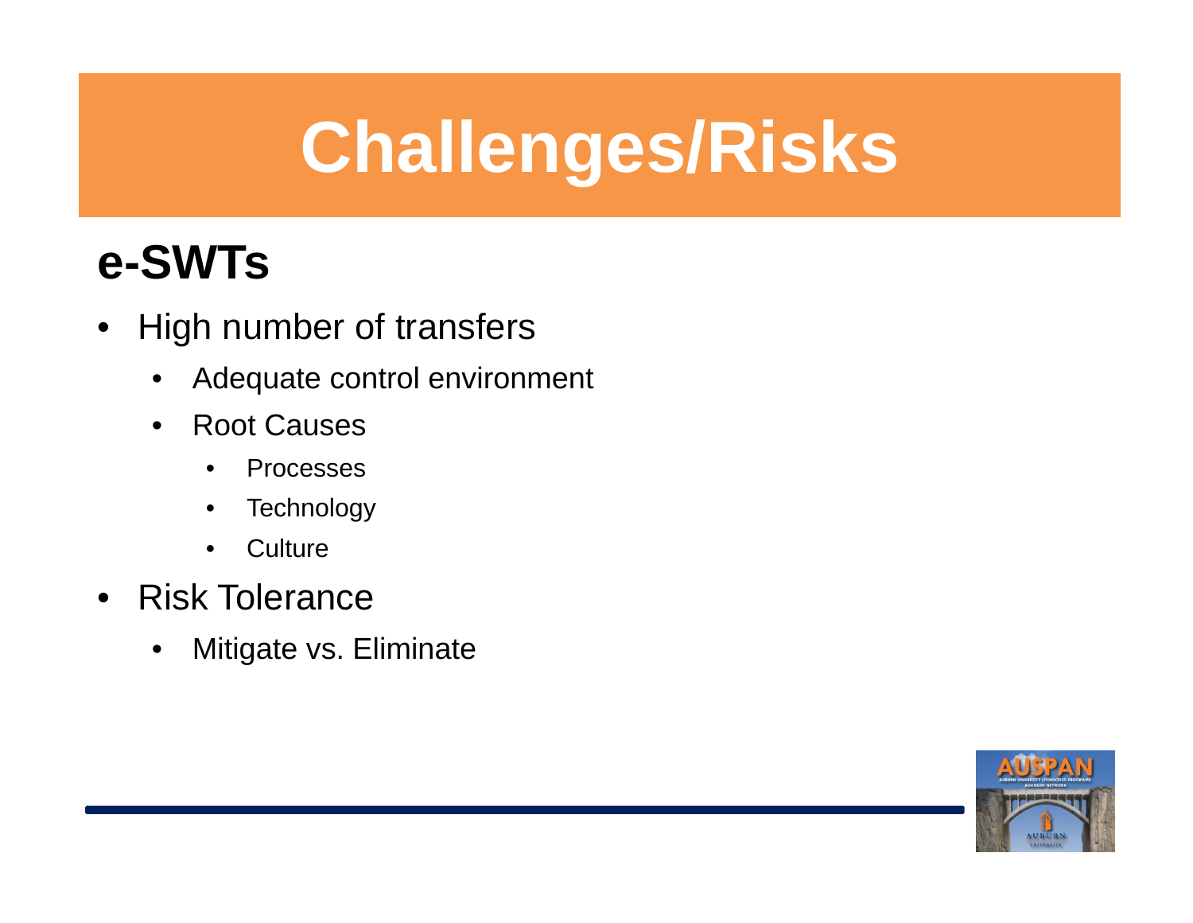# Challenges/Risks

## e-SWTs

- High number of transfers
  - Adequate control environment
  - Root Causes
    - Processes
    - Technology
    - Culture
- Risk Tolerance
  - Mitigate vs. Eliminate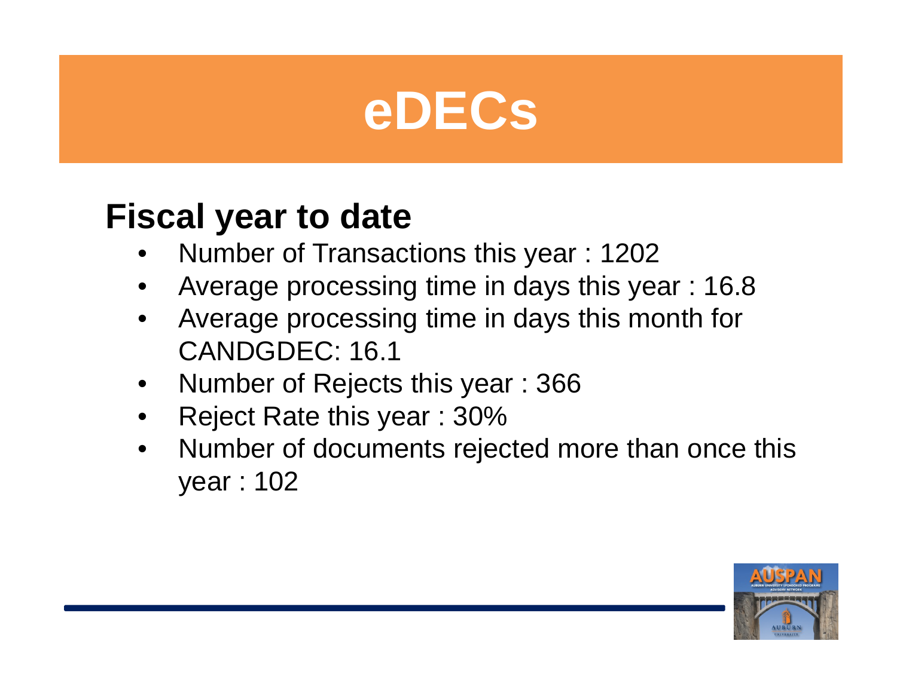# eDECs

## Fiscal year to date

- Number of Transactions this year : 1202
- Average processing time in days this year : 16.8
- Average processing time in days this month for CANDGDEC: 16.1
- Number of Rejects this year : 366
- Reject Rate this year : 30%
- Number of documents rejected more than once this year : 102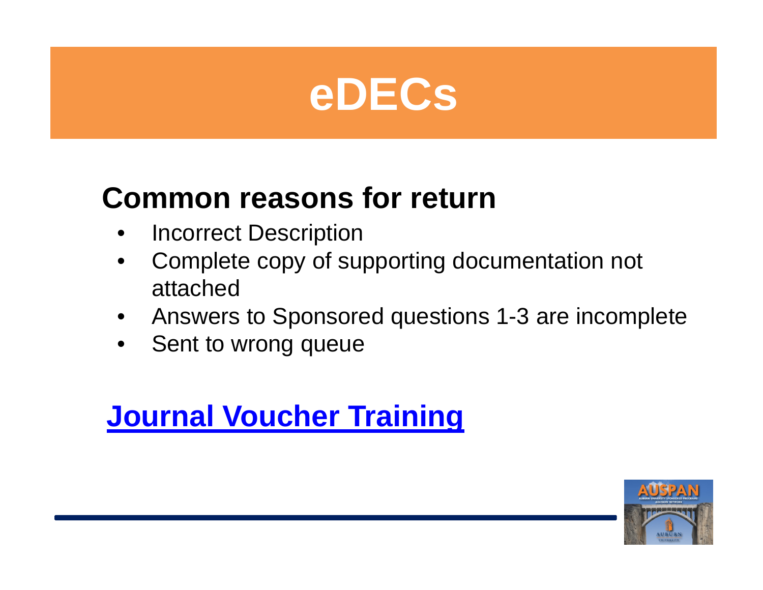# eDECs

## Common reasons for return

- Incorrect Description
- Complete copy of supporting documentation not attached
- Answers to Sponsored questions 1-3 are incomplete
- Sent to wrong queue

## Journal Voucher Training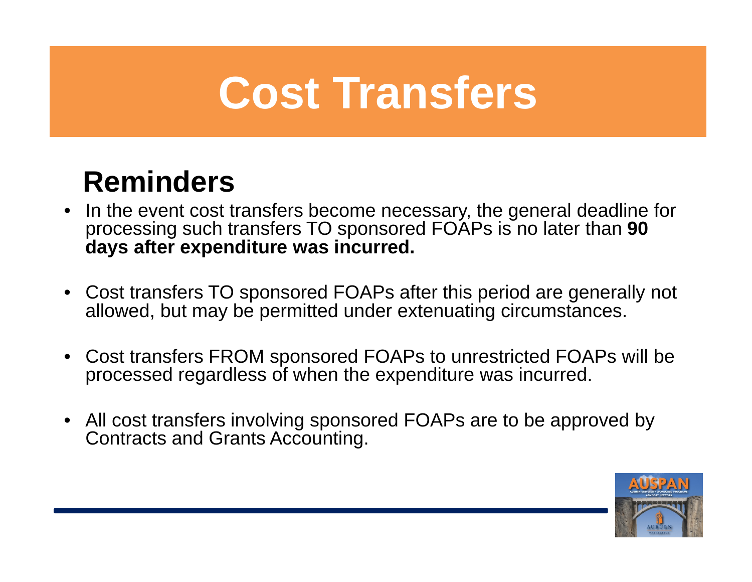# Cost Transfers

## Reminders

- In the event cost transfers become necessary, the general deadline for processing such transfers TO sponsored FOAPs is no later than **90 days after expenditure was incurred.**

- Cost transfers TO sponsored FOAPs after this period are generally not allowed, but may be permitted under extenuating circumstances.

- Cost transfers FROM sponsored FOAPs to unrestricted FOAPs will be processed regardless of when the expenditure was incurred.

- All cost transfers involving sponsored FOAPs are to be approved by Contracts and Grants Accounting.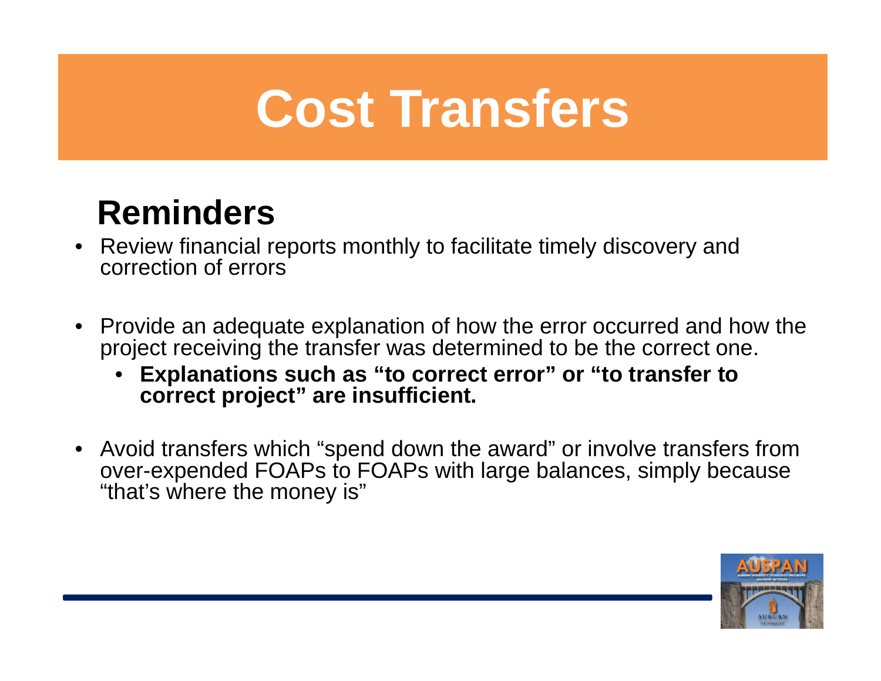# Cost Transfers

## Reminders

- Review financial reports monthly to facilitate timely discovery and correction of errors
- Provide an adequate explanation of how the error occurred and how the project receiving the transfer was determined to be the correct one.
  - **Explanations such as “to correct error” or “to transfer to correct project” are insufficient.**
- Avoid transfers which “spend down the award” or involve transfers from over-expended FOAPs to FOAPs with large balances, simply because “that’s where the money is”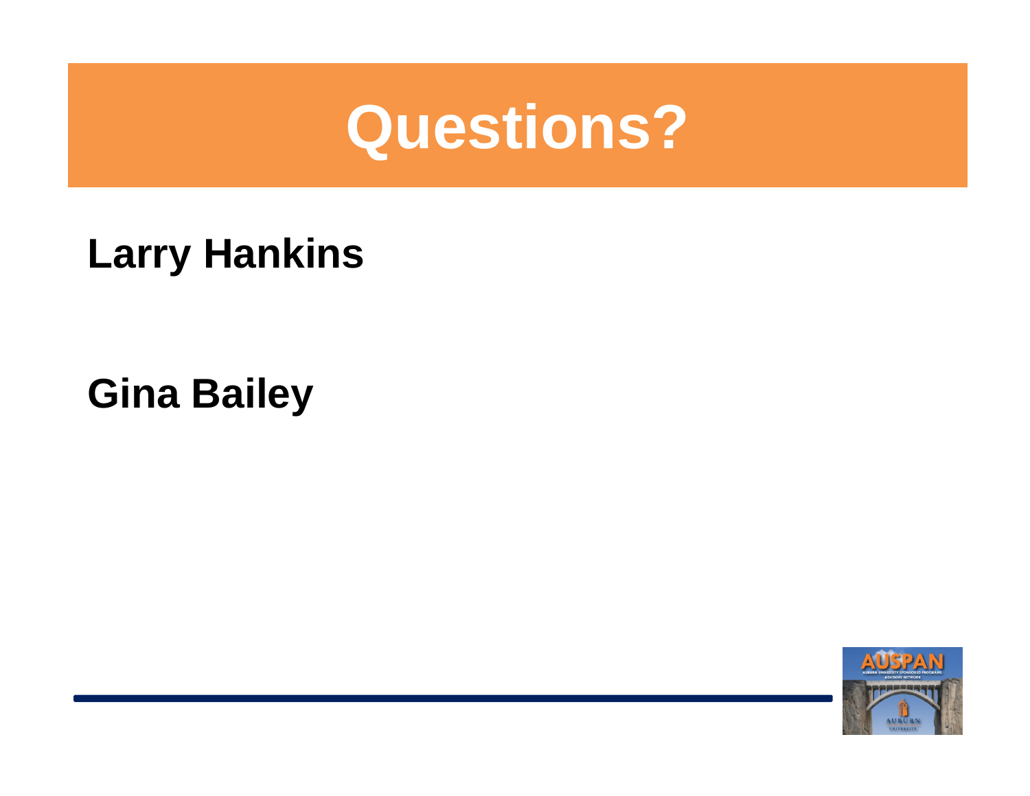# Questions?

**Larry Hankins**

**Gina Bailey**